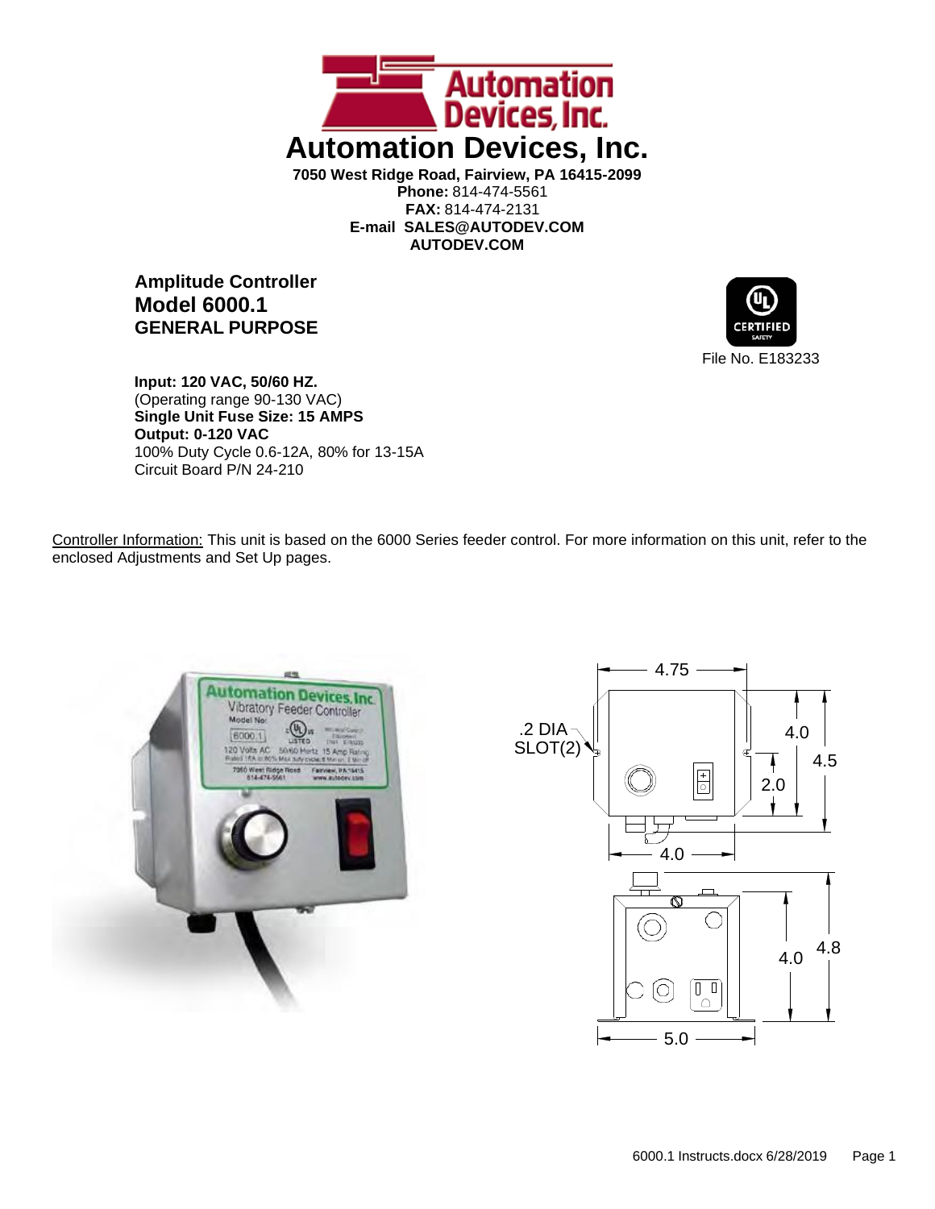# Automation Devices, Inc.

**7050 West Ridge Road, Fairview, PA 16415-2099**
**Phone:** 814-474-5561
**FAX:** 814-474-2131
**E-mail SALES@AUTODEV.COM**
**AUTODEV.COM**

## Amplitude Controller
## Model 6000.1
## GENERAL PURPOSE

File No. E183233

**Input: 120 VAC, 50/60 HZ.**
(Operating range 90-130 VAC)
**Single Unit Fuse Size: 15 AMPS**
**Output: 0-120 VAC**
100% Duty Cycle 0.6-12A, 80% for 13-15A
Circuit Board P/N 24-210

Controller Information: This unit is based on the 6000 Series feeder control. For more information on this unit, refer to the enclosed Adjustments and Set Up pages.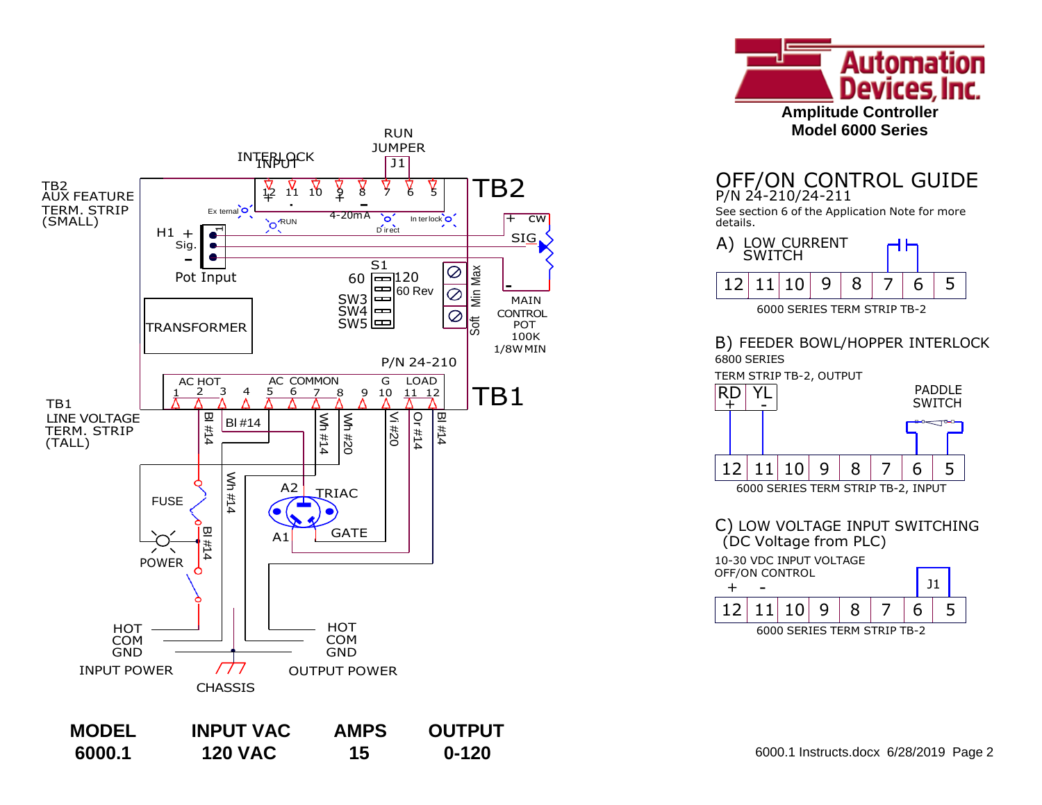**Automation Devices, Inc.**
**Amplitude Controller**
**Model 6000 Series**

TB2
AUX FEATURE
TERM. STRIP
(SMALL)

INTERLOCK INPUT

RUN JUMPER J1

TB2: 12 11 10 9 8 7 6 5

Ex ternal · RUN · 4-20mA · Direct · In ter lock

H1 + Sig. –
Pot Input

+ CW
SIG
–
MAIN CONTROL POT 100K 1/8W MIN

S1
60 / 120 / 60 Rev
SW3
SW4
SW5

Min Max
Soft

TRANSFORMER

P/N 24-210

TB1
LINE VOLTAGE
TERM. STRIP
(TALL)

AC HOT 1 2 3 · 4 · AC COMMON 5 6 7 8 · 9 · G 10 · LOAD 11 12

Bl #14 · Bl #14 · Wh #14 · Wh #20 · Vi #20 · Or #14 · Bl #14 · Wh #14 · Bl #14

FUSE
POWER

A2 TRIAC A1 GATE

HOT COM GND INPUT POWER
CHASSIS
HOT COM GND OUTPUT POWER

| MODEL | INPUT VAC | AMPS | OUTPUT |
|---|---|---|---|
| 6000.1 | 120 VAC | 15 | 0-120 |

# OFF/ON CONTROL GUIDE

P/N 24-210/24-211

See section 6 of the Application Note for more details.

## A) LOW CURRENT SWITCH

| 12 | 11 | 10 | 9 | 8 | 7 | 6 | 5 |
|---|---|---|---|---|---|---|---|

6000 SERIES TERM STRIP TB-2

## B) FEEDER BOWL/HOPPER INTERLOCK

6800 SERIES

TERM STRIP TB-2, OUTPUT

| RD + | YL - |
|---|---|

PADDLE SWITCH

| 12 | 11 | 10 | 9 | 8 | 7 | 6 | 5 |
|---|---|---|---|---|---|---|---|

6000 SERIES TERM STRIP TB-2, INPUT

## C) LOW VOLTAGE INPUT SWITCHING (DC Voltage from PLC)

10-30 VDC INPUT VOLTAGE
OFF/ON CONTROL

\+ -

J1

| 12 | 11 | 10 | 9 | 8 | 7 | 6 | 5 |
|---|---|---|---|---|---|---|---|

6000 SERIES TERM STRIP TB-2

6000.1 Instructs.docx 6/28/2019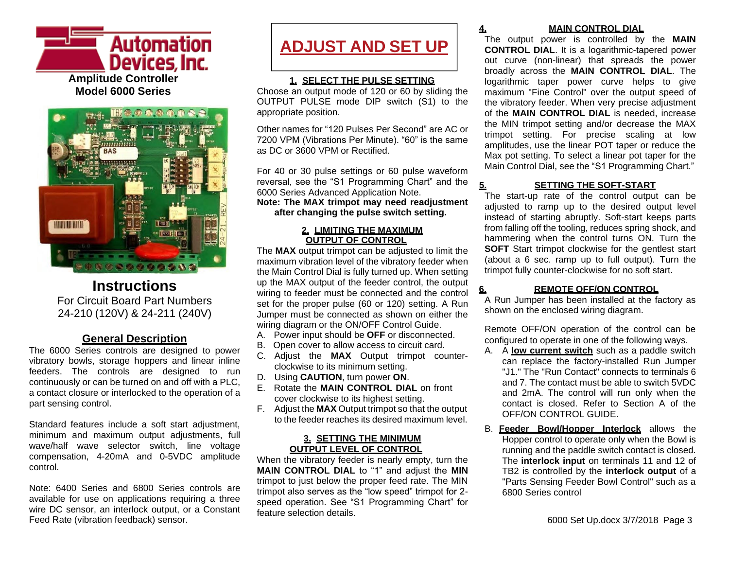# Automation Devices, Inc.

**Amplitude Controller**
**Model 6000 Series**

## Instructions

For Circuit Board Part Numbers
24-210 (120V) & 24-211 (240V)

## General Description

The 6000 Series controls are designed to power vibratory bowls, storage hoppers and linear inline feeders. The controls are designed to run continuously or can be turned on and off with a PLC, a contact closure or interlocked to the operation of a part sensing control.

Standard features include a soft start adjustment, minimum and maximum output adjustments, full wave/half wave selector switch, line voltage compensation, 4-20mA and 0-5VDC amplitude control.

Note: 6400 Series and 6800 Series controls are available for use on applications requiring a three wire DC sensor, an interlock output, or a Constant Feed Rate (vibration feedback) sensor.

# ADJUST AND SET UP

### 1. SELECT THE PULSE SETTING

Choose an output mode of 120 or 60 by sliding the OUTPUT PULSE mode DIP switch (S1) to the appropriate position.

Other names for "120 Pulses Per Second" are AC or 7200 VPM (Vibrations Per Minute). "60" is the same as DC or 3600 VPM or Rectified.

For 40 or 30 pulse settings or 60 pulse waveform reversal, see the "S1 Programming Chart" and the 6000 Series Advanced Application Note.

**Note: The MAX trimpot may need readjustment after changing the pulse switch setting.**

### 2. LIMITING THE MAXIMUM OUTPUT OF CONTROL

The **MAX** output trimpot can be adjusted to limit the maximum vibration level of the vibratory feeder when the Main Control Dial is fully turned up. When setting up the MAX output of the feeder control, the output wiring to feeder must be connected and the control set for the proper pulse (60 or 120) setting. A Run Jumper must be connected as shown on either the wiring diagram or the ON/OFF Control Guide.

A. Power input should be **OFF** or disconnected.
B. Open cover to allow access to circuit card.
C. Adjust the **MAX** Output trimpot counter-clockwise to its minimum setting.
D. Using **CAUTION**, turn power **ON**.
E. Rotate the **MAIN CONTROL DIAL** on front cover clockwise to its highest setting.
F. Adjust the **MAX** Output trimpot so that the output to the feeder reaches its desired maximum level.

### 3. SETTING THE MINIMUM OUTPUT LEVEL OF CONTROL

When the vibratory feeder is nearly empty, turn the **MAIN CONTROL DIAL** to "1" and adjust the **MIN** trimpot to just below the proper feed rate. The MIN trimpot also serves as the "low speed" trimpot for 2-speed operation. See "S1 Programming Chart" for feature selection details.

### 4. MAIN CONTROL DIAL

The output power is controlled by the **MAIN CONTROL DIAL**. It is a logarithmic-tapered power out curve (non-linear) that spreads the power broadly across the **MAIN CONTROL DIAL**. The logarithmic taper power curve helps to give maximum "Fine Control" over the output speed of the vibratory feeder. When very precise adjustment of the **MAIN CONTROL DIAL** is needed, increase the MIN trimpot setting and/or decrease the MAX trimpot setting. For precise scaling at low amplitudes, use the linear POT taper or reduce the Max pot setting. To select a linear pot taper for the Main Control Dial, see the "S1 Programming Chart."

### 5. SETTING THE SOFT-START

The start-up rate of the control output can be adjusted to ramp up to the desired output level instead of starting abruptly. Soft-start keeps parts from falling off the tooling, reduces spring shock, and hammering when the control turns ON. Turn the **SOFT** Start trimpot clockwise for the gentlest start (about a 6 sec. ramp up to full output). Turn the trimpot fully counter-clockwise for no soft start.

### 6. REMOTE OFF/ON CONTROL

A Run Jumper has been installed at the factory as shown on the enclosed wiring diagram.

Remote OFF/ON operation of the control can be configured to operate in one of the following ways.

A. A **low current switch** such as a paddle switch can replace the factory-installed Run Jumper "J1." The "Run Contact" connects to terminals 6 and 7. The contact must be able to switch 5VDC and 2mA. The control will run only when the contact is closed. Refer to Section A of the OFF/ON CONTROL GUIDE.

B. **Feeder Bowl/Hopper Interlock** allows the Hopper control to operate only when the Bowl is running and the paddle switch contact is closed. The **interlock input** on terminals 11 and 12 of TB2 is controlled by the **interlock output** of a "Parts Sensing Feeder Bowl Control" such as a 6800 Series control

6000 Set Up.docx 3/7/2018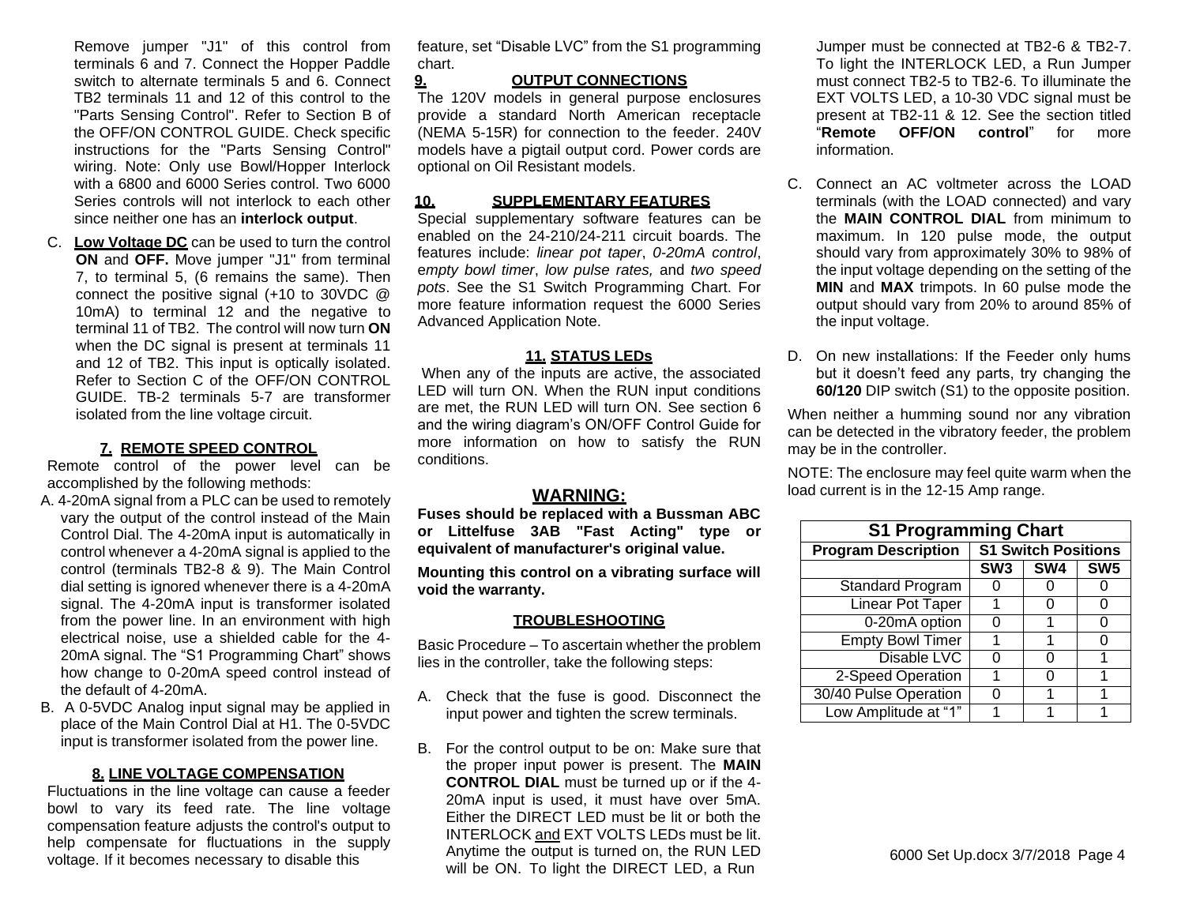Remove jumper "J1" of this control from terminals 6 and 7. Connect the Hopper Paddle switch to alternate terminals 5 and 6. Connect TB2 terminals 11 and 12 of this control to the "Parts Sensing Control". Refer to Section B of the OFF/ON CONTROL GUIDE. Check specific instructions for the "Parts Sensing Control" wiring. Note: Only use Bowl/Hopper Interlock with a 6800 and 6000 Series control. Two 6000 Series controls will not interlock to each other since neither one has an **interlock output**.

C. **Low Voltage DC** can be used to turn the control **ON** and **OFF.** Move jumper "J1" from terminal 7, to terminal 5, (6 remains the same). Then connect the positive signal (+10 to 30VDC @ 10mA) to terminal 12 and the negative to terminal 11 of TB2. The control will now turn **ON** when the DC signal is present at terminals 11 and 12 of TB2. This input is optically isolated. Refer to Section C of the OFF/ON CONTROL GUIDE. TB-2 terminals 5-7 are transformer isolated from the line voltage circuit.

## 7. REMOTE SPEED CONTROL

Remote control of the power level can be accomplished by the following methods:

A. 4-20mA signal from a PLC can be used to remotely vary the output of the control instead of the Main Control Dial. The 4-20mA input is automatically in control whenever a 4-20mA signal is applied to the control (terminals TB2-8 & 9). The Main Control dial setting is ignored whenever there is a 4-20mA signal. The 4-20mA input is transformer isolated from the power line. In an environment with high electrical noise, use a shielded cable for the 4-20mA signal. The "S1 Programming Chart" shows how change to 0-20mA speed control instead of the default of 4-20mA.

B. A 0-5VDC Analog input signal may be applied in place of the Main Control Dial at H1. The 0-5VDC input is transformer isolated from the power line.

## 8. LINE VOLTAGE COMPENSATION

Fluctuations in the line voltage can cause a feeder bowl to vary its feed rate. The line voltage compensation feature adjusts the control's output to help compensate for fluctuations in the supply voltage. If it becomes necessary to disable this feature, set "Disable LVC" from the S1 programming chart.

## 9. OUTPUT CONNECTIONS

The 120V models in general purpose enclosures provide a standard North American receptacle (NEMA 5-15R) for connection to the feeder. 240V models have a pigtail output cord. Power cords are optional on Oil Resistant models.

## 10. SUPPLEMENTARY FEATURES

Special supplementary software features can be enabled on the 24-210/24-211 circuit boards. The features include: *linear pot taper*, *0-20mA control*, *empty bowl timer*, *low pulse rates,* and *two speed pots*. See the S1 Switch Programming Chart. For more feature information request the 6000 Series Advanced Application Note.

## 11. STATUS LEDs

When any of the inputs are active, the associated LED will turn ON. When the RUN input conditions are met, the RUN LED will turn ON. See section 6 and the wiring diagram's ON/OFF Control Guide for more information on how to satisfy the RUN conditions.

## WARNING:

**Fuses should be replaced with a Bussman ABC or Littelfuse 3AB "Fast Acting" type or equivalent of manufacturer's original value.**

**Mounting this control on a vibrating surface will void the warranty.**

## TROUBLESHOOTING

Basic Procedure – To ascertain whether the problem lies in the controller, take the following steps:

A. Check that the fuse is good. Disconnect the input power and tighten the screw terminals.

B. For the control output to be on: Make sure that the proper input power is present. The **MAIN CONTROL DIAL** must be turned up or if the 4-20mA input is used, it must have over 5mA. Either the DIRECT LED must be lit or both the INTERLOCK and EXT VOLTS LEDs must be lit. Anytime the output is turned on, the RUN LED will be ON. To light the DIRECT LED, a Run Jumper must be connected at TB2-6 & TB2-7. To light the INTERLOCK LED, a Run Jumper must connect TB2-5 to TB2-6. To illuminate the EXT VOLTS LED, a 10-30 VDC signal must be present at TB2-11 & 12. See the section titled "**Remote OFF/ON control**" for more information.

C. Connect an AC voltmeter across the LOAD terminals (with the LOAD connected) and vary the **MAIN CONTROL DIAL** from minimum to maximum. In 120 pulse mode, the output should vary from approximately 30% to 98% of the input voltage depending on the setting of the **MIN** and **MAX** trimpots. In 60 pulse mode the output should vary from 20% to around 85% of the input voltage.

D. On new installations: If the Feeder only hums but it doesn't feed any parts, try changing the **60/120** DIP switch (S1) to the opposite position.

When neither a humming sound nor any vibration can be detected in the vibratory feeder, the problem may be in the controller.

NOTE: The enclosure may feel quite warm when the load current is in the 12-15 Amp range.

| S1 Programming Chart | | | |
|---|---|---|---|
| **Program Description** | **S1 Switch Positions** | | |
| | **SW3** | **SW4** | **SW5** |
| Standard Program | 0 | 0 | 0 |
| Linear Pot Taper | 1 | 0 | 0 |
| 0-20mA option | 0 | 1 | 0 |
| Empty Bowl Timer | 1 | 1 | 0 |
| Disable LVC | 0 | 0 | 1 |
| 2-Speed Operation | 1 | 0 | 1 |
| 30/40 Pulse Operation | 0 | 1 | 1 |
| Low Amplitude at "1" | 1 | 1 | 1 |

6000 Set Up.docx 3/7/2018